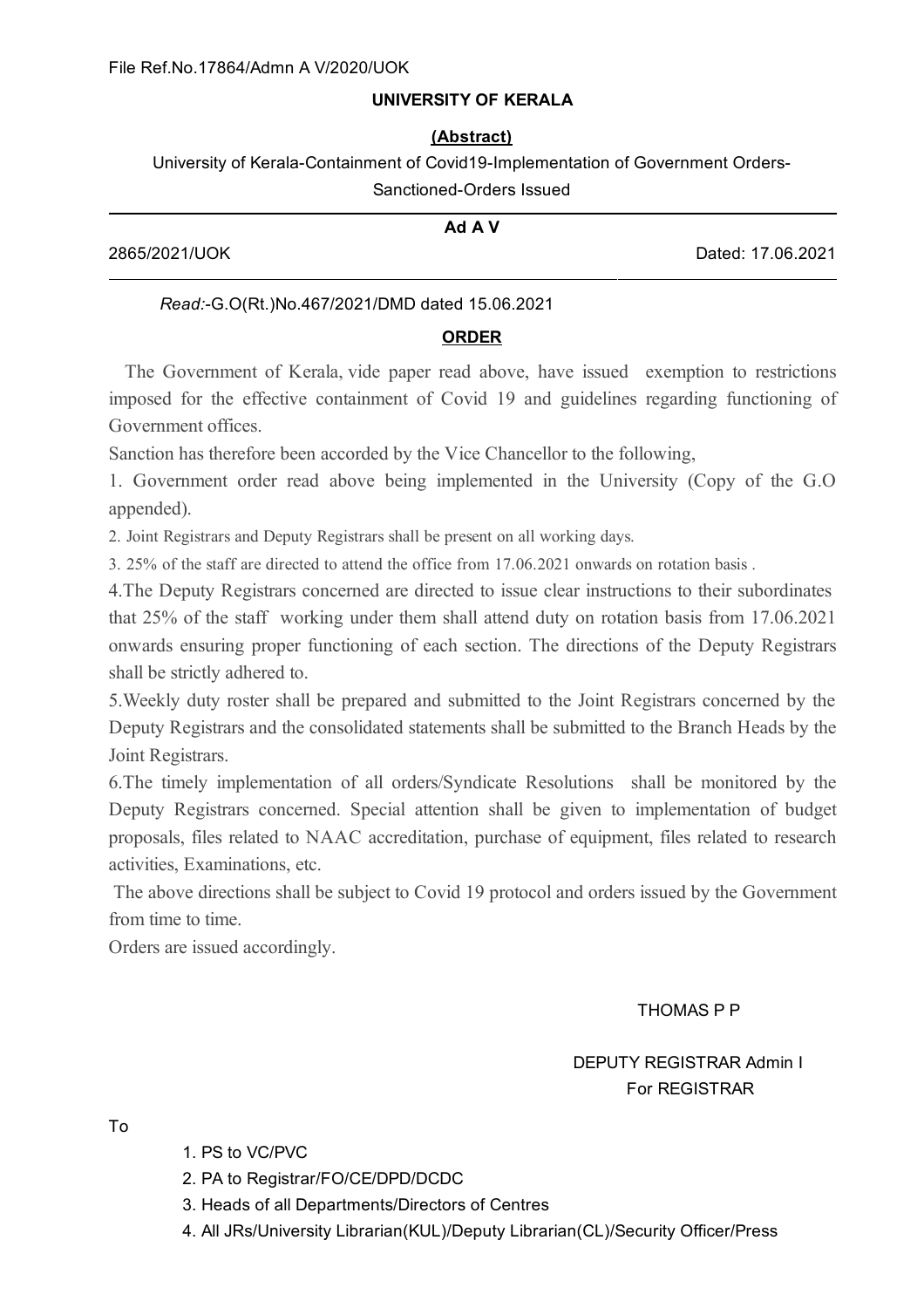File Ref.No.17864/Admn A V/2020/UOK

**UNIVERSITY OF KERALA**

**(Abstract)**

University of Kerala-Containment of Covid19-Implementation of Government Orders-Sanctioned-Orders Issued

**Ad A V**

2865/2021/UOK Dated: 17.06.2021

*Read:*-G.O(Rt.)No.467/2021/DMD dated 15.06.2021

**ORDER**

The Government of Kerala, vide paper read above, have issued exemption to restrictions imposed for the effective containment of Covid 19 and guidelines regarding functioning of Government offices.

Sanction has therefore been accorded by the Vice Chancellor to the following,

1. Government order read above being implemented in the University (Copy of the G.O appended).
2. Joint Registrars and Deputy Registrars shall be present on all working days.
3. 25% of the staff are directed to attend the office from 17.06.2021 onwards on rotation basis .
4. The Deputy Registrars concerned are directed to issue clear instructions to their subordinates that 25% of the staff working under them shall attend duty on rotation basis from 17.06.2021 onwards ensuring proper functioning of each section. The directions of the Deputy Registrars shall be strictly adhered to.
5. Weekly duty roster shall be prepared and submitted to the Joint Registrars concerned by the Deputy Registrars and the consolidated statements shall be submitted to the Branch Heads by the Joint Registrars.
6. The timely implementation of all orders/Syndicate Resolutions shall be monitored by the Deputy Registrars concerned. Special attention shall be given to implementation of budget proposals, files related to NAAC accreditation, purchase of equipment, files related to research activities, Examinations, etc.

The above directions shall be subject to Covid 19 protocol and orders issued by the Government from time to time.

Orders are issued accordingly.

THOMAS P P

DEPUTY REGISTRAR Admin I
For REGISTRAR

To

1. PS to VC/PVC
2. PA to Registrar/FO/CE/DPD/DCDC
3. Heads of all Departments/Directors of Centres
4. All JRs/University Librarian(KUL)/Deputy Librarian(CL)/Security Officer/Press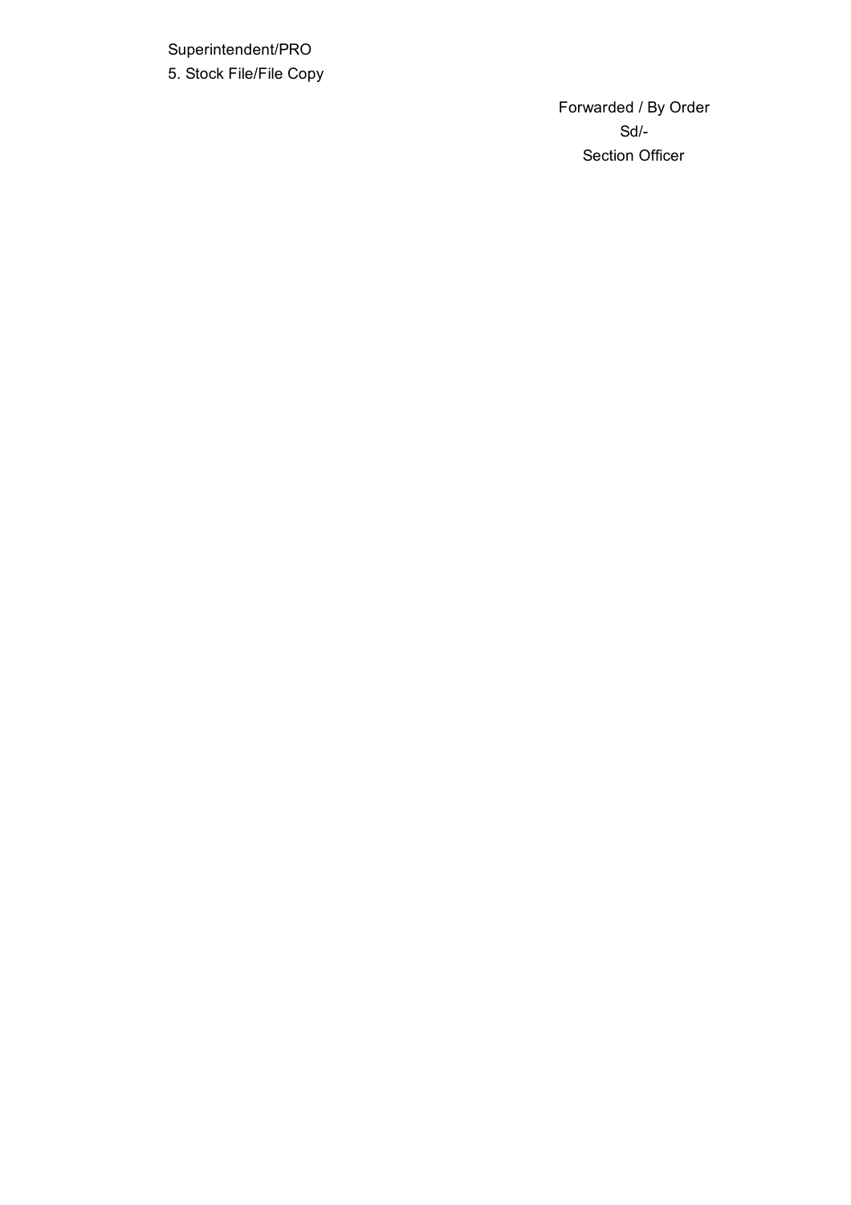Superintendent/PRO

5. Stock File/File Copy

Forwarded / By Order

Sd/-

Section Officer